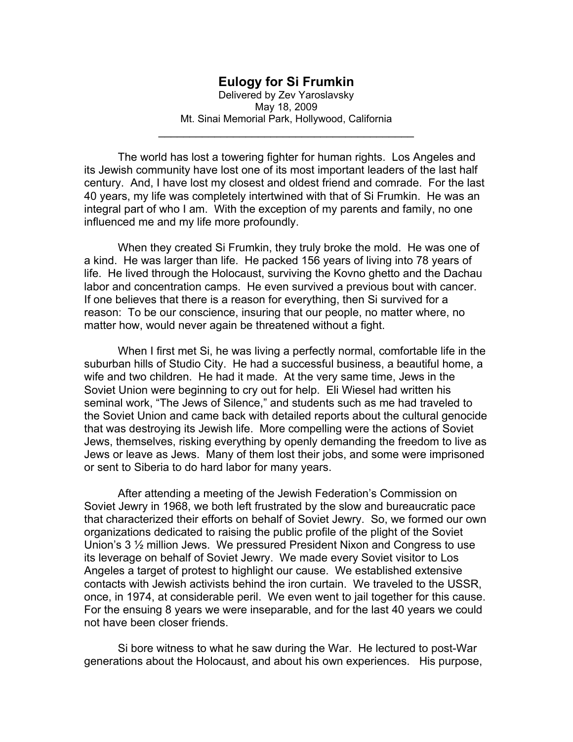# Eulogy for Si Frumkin

Delivered by Zev Yaroslavsky
May 18, 2009
Mt. Sinai Memorial Park, Hollywood, California

---

The world has lost a towering fighter for human rights. Los Angeles and its Jewish community have lost one of its most important leaders of the last half century. And, I have lost my closest and oldest friend and comrade. For the last 40 years, my life was completely intertwined with that of Si Frumkin. He was an integral part of who I am. With the exception of my parents and family, no one influenced me and my life more profoundly.

When they created Si Frumkin, they truly broke the mold. He was one of a kind. He was larger than life. He packed 156 years of living into 78 years of life. He lived through the Holocaust, surviving the Kovno ghetto and the Dachau labor and concentration camps. He even survived a previous bout with cancer. If one believes that there is a reason for everything, then Si survived for a reason: To be our conscience, insuring that our people, no matter where, no matter how, would never again be threatened without a fight.

When I first met Si, he was living a perfectly normal, comfortable life in the suburban hills of Studio City. He had a successful business, a beautiful home, a wife and two children. He had it made. At the very same time, Jews in the Soviet Union were beginning to cry out for help. Eli Wiesel had written his seminal work, "The Jews of Silence," and students such as me had traveled to the Soviet Union and came back with detailed reports about the cultural genocide that was destroying its Jewish life. More compelling were the actions of Soviet Jews, themselves, risking everything by openly demanding the freedom to live as Jews or leave as Jews. Many of them lost their jobs, and some were imprisoned or sent to Siberia to do hard labor for many years.

After attending a meeting of the Jewish Federation's Commission on Soviet Jewry in 1968, we both left frustrated by the slow and bureaucratic pace that characterized their efforts on behalf of Soviet Jewry. So, we formed our own organizations dedicated to raising the public profile of the plight of the Soviet Union's 3 ½ million Jews. We pressured President Nixon and Congress to use its leverage on behalf of Soviet Jewry. We made every Soviet visitor to Los Angeles a target of protest to highlight our cause. We established extensive contacts with Jewish activists behind the iron curtain. We traveled to the USSR, once, in 1974, at considerable peril. We even went to jail together for this cause. For the ensuing 8 years we were inseparable, and for the last 40 years we could not have been closer friends.

Si bore witness to what he saw during the War. He lectured to post-War generations about the Holocaust, and about his own experiences. His purpose,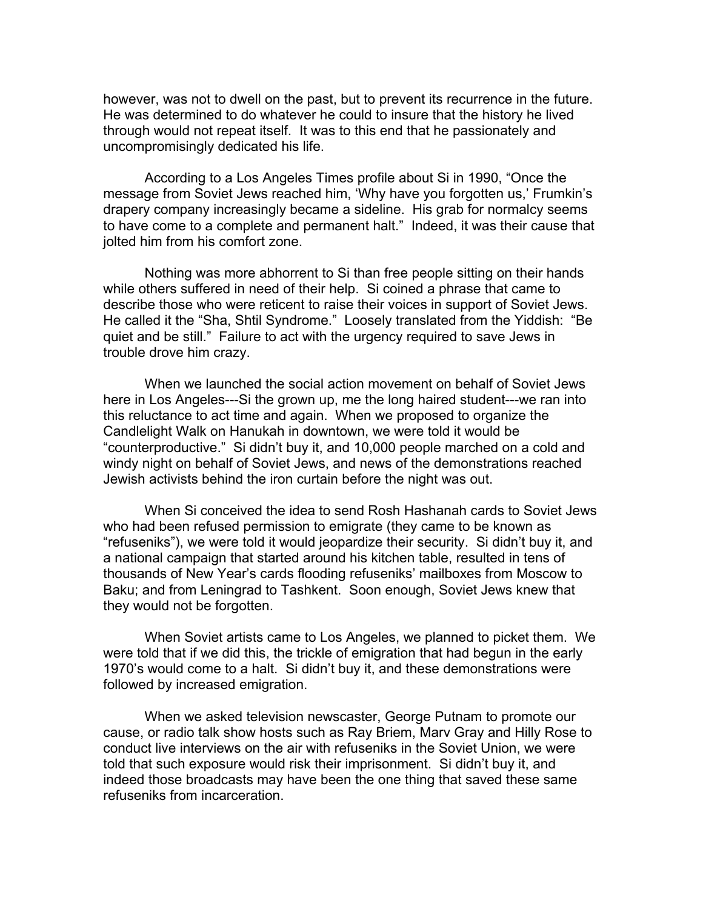however, was not to dwell on the past, but to prevent its recurrence in the future. He was determined to do whatever he could to insure that the history he lived through would not repeat itself. It was to this end that he passionately and uncompromisingly dedicated his life.

According to a Los Angeles Times profile about Si in 1990, "Once the message from Soviet Jews reached him, 'Why have you forgotten us,' Frumkin's drapery company increasingly became a sideline. His grab for normalcy seems to have come to a complete and permanent halt." Indeed, it was their cause that jolted him from his comfort zone.

Nothing was more abhorrent to Si than free people sitting on their hands while others suffered in need of their help. Si coined a phrase that came to describe those who were reticent to raise their voices in support of Soviet Jews. He called it the "Sha, Shtil Syndrome." Loosely translated from the Yiddish: "Be quiet and be still." Failure to act with the urgency required to save Jews in trouble drove him crazy.

When we launched the social action movement on behalf of Soviet Jews here in Los Angeles---Si the grown up, me the long haired student---we ran into this reluctance to act time and again. When we proposed to organize the Candlelight Walk on Hanukah in downtown, we were told it would be "counterproductive." Si didn't buy it, and 10,000 people marched on a cold and windy night on behalf of Soviet Jews, and news of the demonstrations reached Jewish activists behind the iron curtain before the night was out.

When Si conceived the idea to send Rosh Hashanah cards to Soviet Jews who had been refused permission to emigrate (they came to be known as "refuseniks"), we were told it would jeopardize their security. Si didn't buy it, and a national campaign that started around his kitchen table, resulted in tens of thousands of New Year's cards flooding refuseniks' mailboxes from Moscow to Baku; and from Leningrad to Tashkent. Soon enough, Soviet Jews knew that they would not be forgotten.

When Soviet artists came to Los Angeles, we planned to picket them. We were told that if we did this, the trickle of emigration that had begun in the early 1970's would come to a halt. Si didn't buy it, and these demonstrations were followed by increased emigration.

When we asked television newscaster, George Putnam to promote our cause, or radio talk show hosts such as Ray Briem, Marv Gray and Hilly Rose to conduct live interviews on the air with refuseniks in the Soviet Union, we were told that such exposure would risk their imprisonment. Si didn't buy it, and indeed those broadcasts may have been the one thing that saved these same refuseniks from incarceration.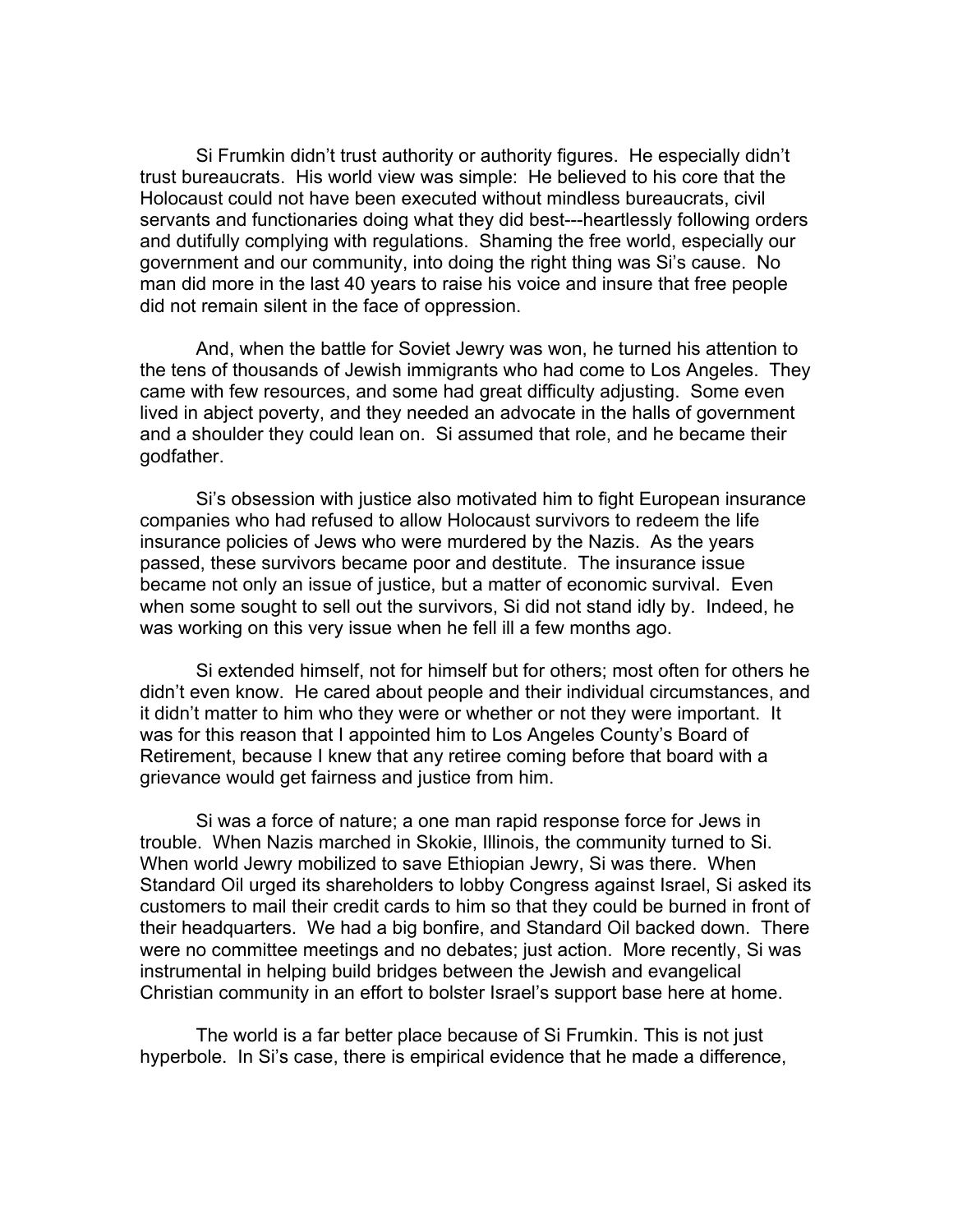Si Frumkin didn't trust authority or authority figures. He especially didn't trust bureaucrats. His world view was simple: He believed to his core that the Holocaust could not have been executed without mindless bureaucrats, civil servants and functionaries doing what they did best---heartlessly following orders and dutifully complying with regulations. Shaming the free world, especially our government and our community, into doing the right thing was Si's cause. No man did more in the last 40 years to raise his voice and insure that free people did not remain silent in the face of oppression.

And, when the battle for Soviet Jewry was won, he turned his attention to the tens of thousands of Jewish immigrants who had come to Los Angeles. They came with few resources, and some had great difficulty adjusting. Some even lived in abject poverty, and they needed an advocate in the halls of government and a shoulder they could lean on. Si assumed that role, and he became their godfather.

Si's obsession with justice also motivated him to fight European insurance companies who had refused to allow Holocaust survivors to redeem the life insurance policies of Jews who were murdered by the Nazis. As the years passed, these survivors became poor and destitute. The insurance issue became not only an issue of justice, but a matter of economic survival. Even when some sought to sell out the survivors, Si did not stand idly by. Indeed, he was working on this very issue when he fell ill a few months ago.

Si extended himself, not for himself but for others; most often for others he didn't even know. He cared about people and their individual circumstances, and it didn't matter to him who they were or whether or not they were important. It was for this reason that I appointed him to Los Angeles County's Board of Retirement, because I knew that any retiree coming before that board with a grievance would get fairness and justice from him.

Si was a force of nature; a one man rapid response force for Jews in trouble. When Nazis marched in Skokie, Illinois, the community turned to Si. When world Jewry mobilized to save Ethiopian Jewry, Si was there. When Standard Oil urged its shareholders to lobby Congress against Israel, Si asked its customers to mail their credit cards to him so that they could be burned in front of their headquarters. We had a big bonfire, and Standard Oil backed down. There were no committee meetings and no debates; just action. More recently, Si was instrumental in helping build bridges between the Jewish and evangelical Christian community in an effort to bolster Israel's support base here at home.

The world is a far better place because of Si Frumkin. This is not just hyperbole. In Si's case, there is empirical evidence that he made a difference,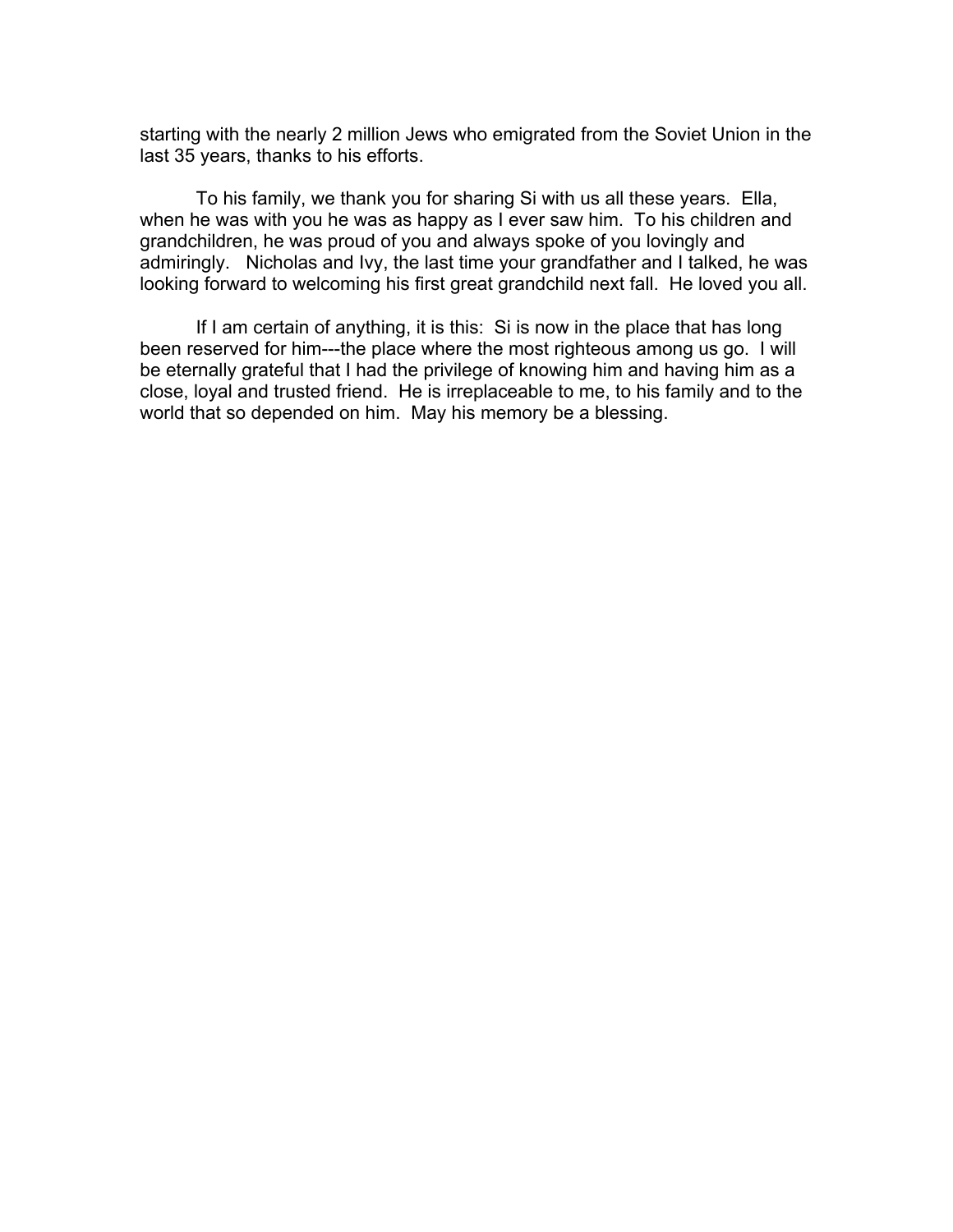starting with the nearly 2 million Jews who emigrated from the Soviet Union in the last 35 years, thanks to his efforts.

To his family, we thank you for sharing Si with us all these years. Ella, when he was with you he was as happy as I ever saw him. To his children and grandchildren, he was proud of you and always spoke of you lovingly and admiringly. Nicholas and Ivy, the last time your grandfather and I talked, he was looking forward to welcoming his first great grandchild next fall. He loved you all.

If I am certain of anything, it is this: Si is now in the place that has long been reserved for him---the place where the most righteous among us go. I will be eternally grateful that I had the privilege of knowing him and having him as a close, loyal and trusted friend. He is irreplaceable to me, to his family and to the world that so depended on him. May his memory be a blessing.